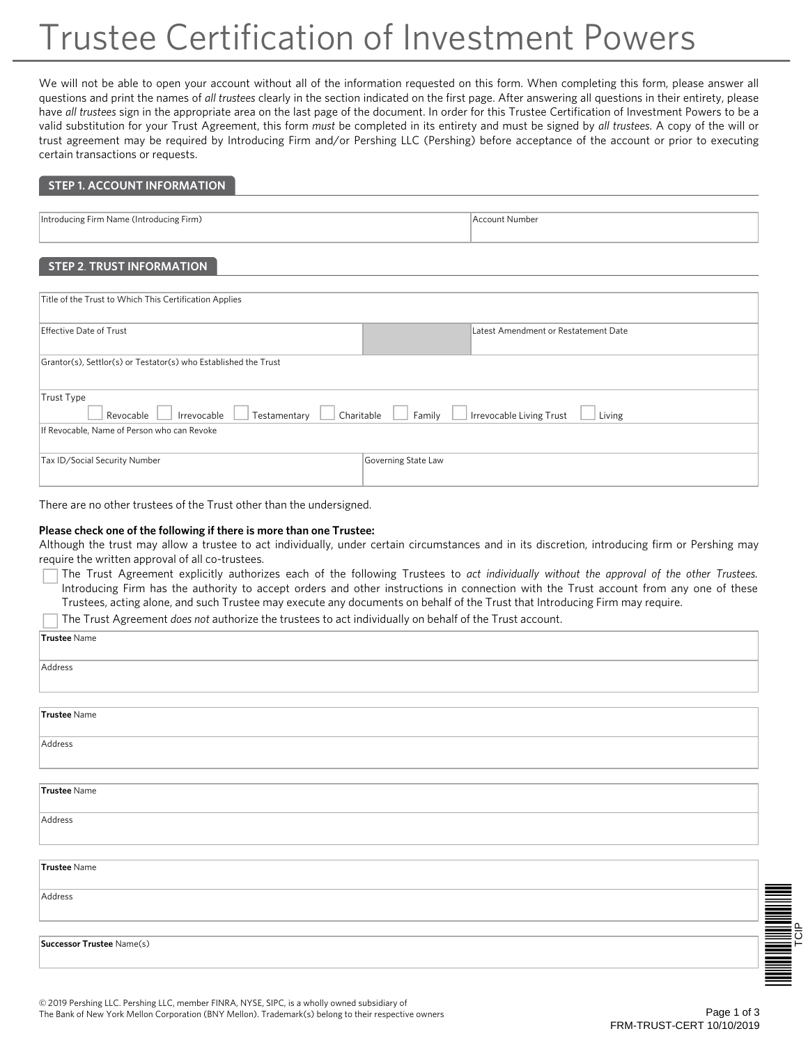# Trustee Certification of Investment Powers

We will not be able to open your account without all of the information requested on this form. When completing this form, please answer all questions and print the names of *all trustees* clearly in the section indicated on the first page. After answering all questions in their entirety, please have *all trustees* sign in the appropriate area on the last page of the document. In order for this Trustee Certification of Investment Powers to be a valid substitution for your Trust Agreement, this form *must* be completed in its entirety and must be signed by *all trustees*. A copy of the will or trust agreement may be required by Introducing Firm and/or Pershing LLC (Pershing) before acceptance of the account or prior to executing certain transactions or requests.

## STEP 1. ACCOUNT INFORMATION

| Introducing Firm Name (Introducing Firm) | Account Number |
|---|---|
| | |

## STEP 2. TRUST INFORMATION

Title of the Trust to Which This Certification Applies

| Effective Date of Trust | Latest Amendment or Restatement Date |
|---|---|
| | |

Grantor(s), Settlor(s) or Testator(s) who Established the Trust

Trust Type
☐ Revocable ☐ Irrevocable ☐ Testamentary ☐ Charitable ☐ Family ☐ Irrevocable Living Trust ☐ Living

If Revocable, Name of Person who can Revoke

| Tax ID/Social Security Number | Governing State Law |
|---|---|
| | |

There are no other trustees of the Trust other than the undersigned.

**Please check one of the following if there is more than one Trustee:**

Although the trust may allow a trustee to act individually, under certain circumstances and in its discretion, introducing firm or Pershing may require the written approval of all co-trustees.

☐ The Trust Agreement explicitly authorizes each of the following Trustees to *act individually without the approval of the other Trustees.* Introducing Firm has the authority to accept orders and other instructions in connection with the Trust account from any one of these Trustees, acting alone, and such Trustee may execute any documents on behalf of the Trust that Introducing Firm may require.

☐ The Trust Agreement *does not* authorize the trustees to act individually on behalf of the Trust account.

**Trustee** Name

Address

**Trustee** Name

Address

**Trustee** Name

Address

**Trustee** Name

Address

**Successor Trustee** Name(s)

© 2019 Pershing LLC. Pershing LLC, member FINRA, NYSE, SIPC, is a wholly owned subsidiary of The Bank of New York Mellon Corporation (BNY Mellon). Trademark(s) belong to their respective owners

FRM-TRUST-CERT 10/10/2019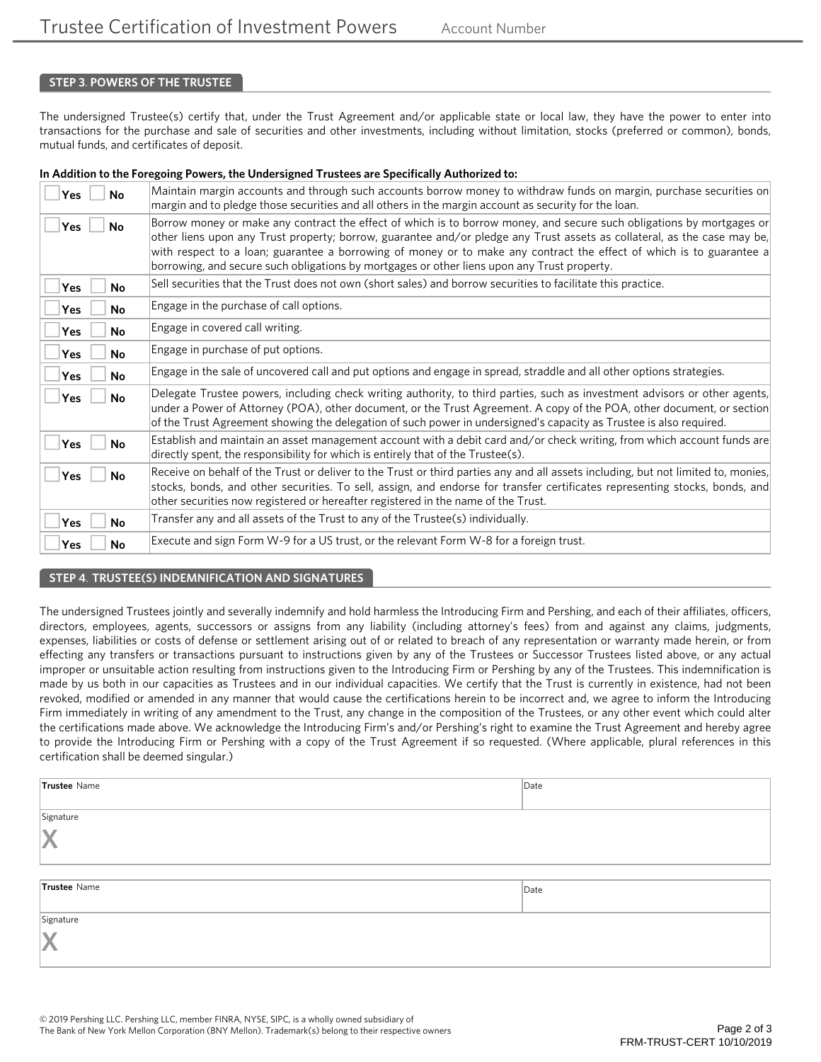## STEP 3. POWERS OF THE TRUSTEE

The undersigned Trustee(s) certify that, under the Trust Agreement and/or applicable state or local law, they have the power to enter into transactions for the purchase and sale of securities and other investments, including without limitation, stocks (preferred or common), bonds, mutual funds, and certificates of deposit.

**In Addition to the Foregoing Powers, the Undersigned Trustees are Specifically Authorized to:**

| | |
|---|---|
| ☐ Yes ☐ No | Maintain margin accounts and through such accounts borrow money to withdraw funds on margin, purchase securities on margin and to pledge those securities and all others in the margin account as security for the loan. |
| ☐ Yes ☐ No | Borrow money or make any contract the effect of which is to borrow money, and secure such obligations by mortgages or other liens upon any Trust property; borrow, guarantee and/or pledge any Trust assets as collateral, as the case may be, with respect to a loan; guarantee a borrowing of money or to make any contract the effect of which is to guarantee a borrowing, and secure such obligations by mortgages or other liens upon any Trust property. |
| ☐ Yes ☐ No | Sell securities that the Trust does not own (short sales) and borrow securities to facilitate this practice. |
| ☐ Yes ☐ No | Engage in the purchase of call options. |
| ☐ Yes ☐ No | Engage in covered call writing. |
| ☐ Yes ☐ No | Engage in purchase of put options. |
| ☐ Yes ☐ No | Engage in the sale of uncovered call and put options and engage in spread, straddle and all other options strategies. |
| ☐ Yes ☐ No | Delegate Trustee powers, including check writing authority, to third parties, such as investment advisors or other agents, under a Power of Attorney (POA), other document, or the Trust Agreement. A copy of the POA, other document, or section of the Trust Agreement showing the delegation of such power in undersigned's capacity as Trustee is also required. |
| ☐ Yes ☐ No | Establish and maintain an asset management account with a debit card and/or check writing, from which account funds are directly spent, the responsibility for which is entirely that of the Trustee(s). |
| ☐ Yes ☐ No | Receive on behalf of the Trust or deliver to the Trust or third parties any and all assets including, but not limited to, monies, stocks, bonds, and other securities. To sell, assign, and endorse for transfer certificates representing stocks, bonds, and other securities now registered or hereafter registered in the name of the Trust. |
| ☐ Yes ☐ No | Transfer any and all assets of the Trust to any of the Trustee(s) individually. |
| ☐ Yes ☐ No | Execute and sign Form W-9 for a US trust, or the relevant Form W-8 for a foreign trust. |

## STEP 4. TRUSTEE(S) INDEMNIFICATION AND SIGNATURES

The undersigned Trustees jointly and severally indemnify and hold harmless the Introducing Firm and Pershing, and each of their affiliates, officers, directors, employees, agents, successors or assigns from any liability (including attorney's fees) from and against any claims, judgments, expenses, liabilities or costs of defense or settlement arising out of or related to breach of any representation or warranty made herein, or from effecting any transfers or transactions pursuant to instructions given by any of the Trustees or Successor Trustees listed above, or any actual improper or unsuitable action resulting from instructions given to the Introducing Firm or Pershing by any of the Trustees. This indemnification is made by us both in our capacities as Trustees and in our individual capacities. We certify that the Trust is currently in existence, had not been revoked, modified or amended in any manner that would cause the certifications herein to be incorrect and, we agree to inform the Introducing Firm immediately in writing of any amendment to the Trust, any change in the composition of the Trustees, or any other event which could alter the certifications made above. We acknowledge the Introducing Firm's and/or Pershing's right to examine the Trust Agreement and hereby agree to provide the Introducing Firm or Pershing with a copy of the Trust Agreement if so requested. (Where applicable, plural references in this certification shall be deemed singular.)

| **Trustee** Name | Date |
|---|---|
| Signature X | |

| **Trustee** Name | Date |
|---|---|
| Signature X | |

© 2019 Pershing LLC. Pershing LLC, member FINRA, NYSE, SIPC, is a wholly owned subsidiary of The Bank of New York Mellon Corporation (BNY Mellon). Trademark(s) belong to their respective owners

FRM-TRUST-CERT 10/10/2019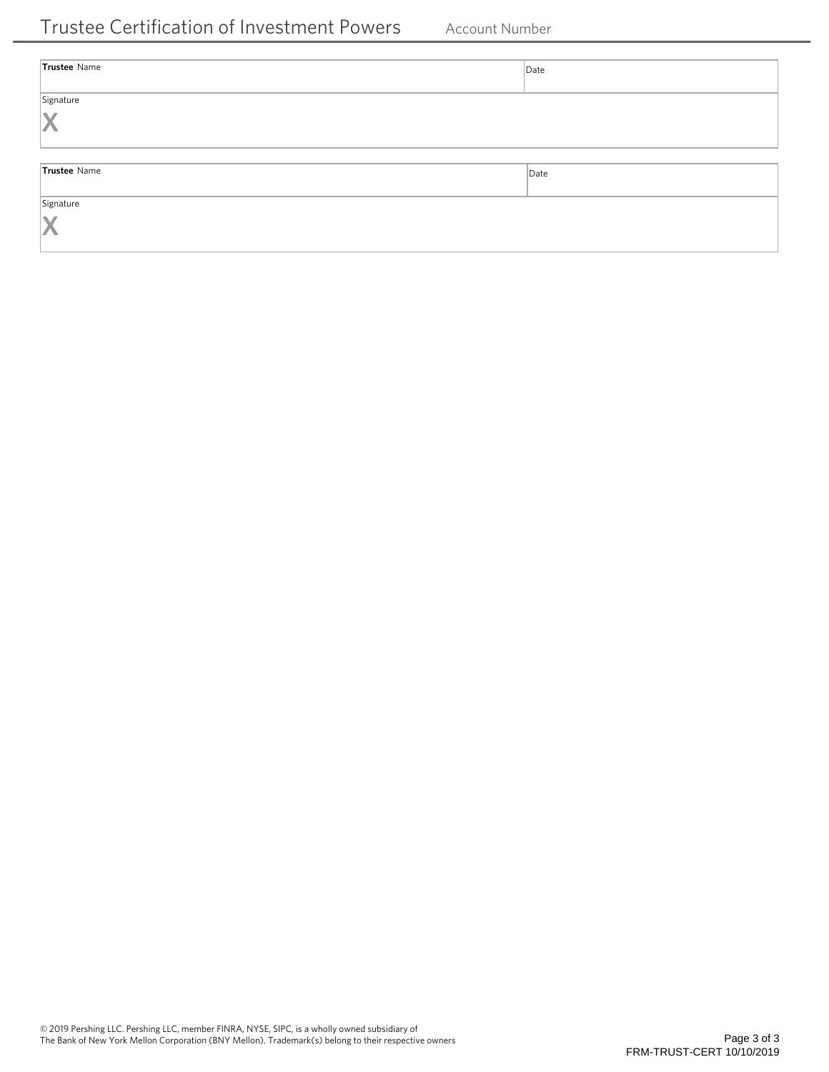| **Trustee** Name | Date |
|---|---|
| Signature<br>X | |

| **Trustee** Name | Date |
|---|---|
| Signature<br>X | |

© 2019 Pershing LLC. Pershing LLC, member FINRA, NYSE, SIPC, is a wholly owned subsidiary of The Bank of New York Mellon Corporation (BNY Mellon). Trademark(s) belong to their respective owners

FRM-TRUST-CERT 10/10/2019